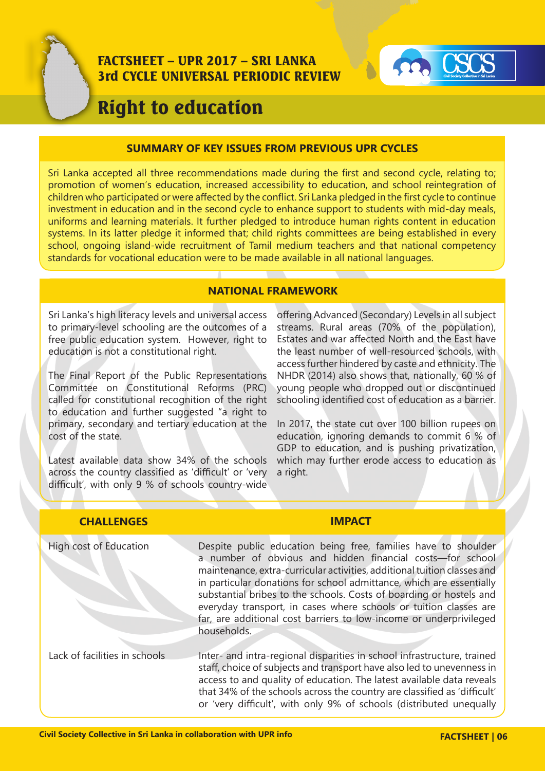**FACTSHEET – UPR 2017 – SRI LANKA**
**3rd CYCLE UNIVERSAL PERIODIC REVIEW**

# Right to education

## SUMMARY OF KEY ISSUES FROM PREVIOUS UPR CYCLES

Sri Lanka accepted all three recommendations made during the first and second cycle, relating to; promotion of women's education, increased accessibility to education, and school reintegration of children who participated or were affected by the conflict. Sri Lanka pledged in the first cycle to continue investment in education and in the second cycle to enhance support to students with mid-day meals, uniforms and learning materials. It further pledged to introduce human rights content in education systems. In its latter pledge it informed that; child rights committees are being established in every school, ongoing island-wide recruitment of Tamil medium teachers and that national competency standards for vocational education were to be made available in all national languages.

## NATIONAL FRAMEWORK

Sri Lanka's high literacy levels and universal access to primary-level schooling are the outcomes of a free public education system. However, right to education is not a constitutional right.

The Final Report of the Public Representations Committee on Constitutional Reforms (PRC) called for constitutional recognition of the right to education and further suggested "a right to primary, secondary and tertiary education at the cost of the state.

Latest available data show 34% of the schools across the country classified as 'difficult' or 'very difficult', with only 9 % of schools country-wide offering Advanced (Secondary) Levels in all subject streams. Rural areas (70% of the population), Estates and war affected North and the East have the least number of well-resourced schools, with access further hindered by caste and ethnicity. The NHDR (2014) also shows that, nationally, 60 % of young people who dropped out or discontinued schooling identified cost of education as a barrier.

In 2017, the state cut over 100 billion rupees on education, ignoring demands to commit 6 % of GDP to education, and is pushing privatization, which may further erode access to education as a right.

| CHALLENGES | IMPACT |
| --- | --- |
| High cost of Education | Despite public education being free, families have to shoulder a number of obvious and hidden financial costs—for school maintenance, extra-curricular activities, additional tuition classes and in particular donations for school admittance, which are essentially substantial bribes to the schools. Costs of boarding or hostels and everyday transport, in cases where schools or tuition classes are far, are additional cost barriers to low-income or underprivileged households. |
| Lack of facilities in schools | Inter- and intra-regional disparities in school infrastructure, trained staff, choice of subjects and transport have also led to unevenness in access to and quality of education. The latest available data reveals that 34% of the schools across the country are classified as 'difficult' or 'very difficult', with only 9% of schools (distributed unequally |

Civil Society Collective in Sri Lanka in collaboration with UPR info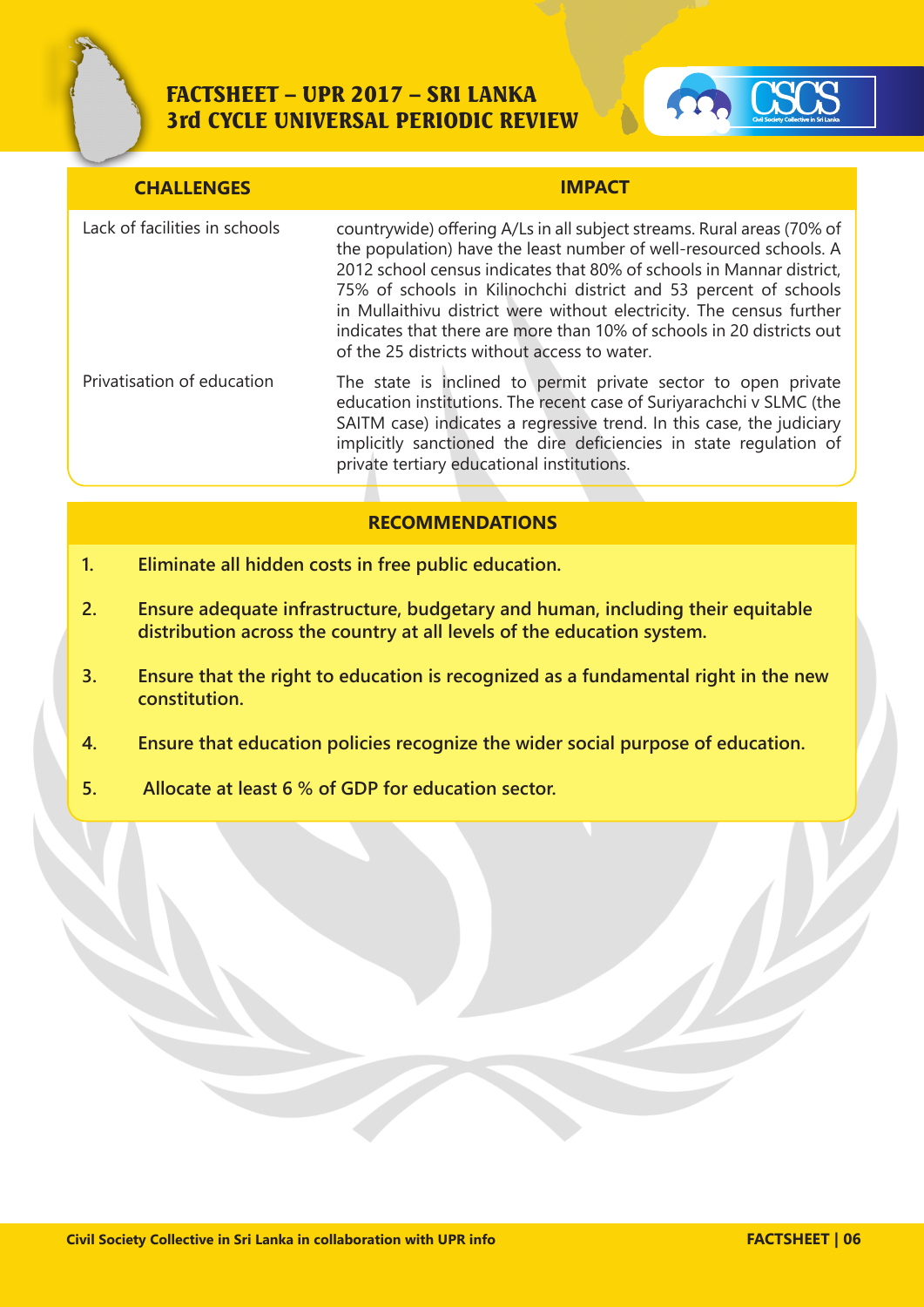| CHALLENGES | IMPACT |
| --- | --- |
| Lack of facilities in schools | countrywide) offering A/Ls in all subject streams. Rural areas (70% of the population) have the least number of well-resourced schools. A 2012 school census indicates that 80% of schools in Mannar district, 75% of schools in Kilinochchi district and 53 percent of schools in Mullaithivu district were without electricity. The census further indicates that there are more than 10% of schools in 20 districts out of the 25 districts without access to water. |
| Privatisation of education | The state is inclined to permit private sector to open private education institutions. The recent case of Suriyarachchi v SLMC (the SAITM case) indicates a regressive trend. In this case, the judiciary implicitly sanctioned the dire deficiencies in state regulation of private tertiary educational institutions. |

## RECOMMENDATIONS

1. **Eliminate all hidden costs in free public education.**
2. **Ensure adequate infrastructure, budgetary and human, including their equitable distribution across the country at all levels of the education system.**
3. **Ensure that the right to education is recognized as a fundamental right in the new constitution.**
4. **Ensure that education policies recognize the wider social purpose of education.**
5. **Allocate at least 6 % of GDP for education sector.**